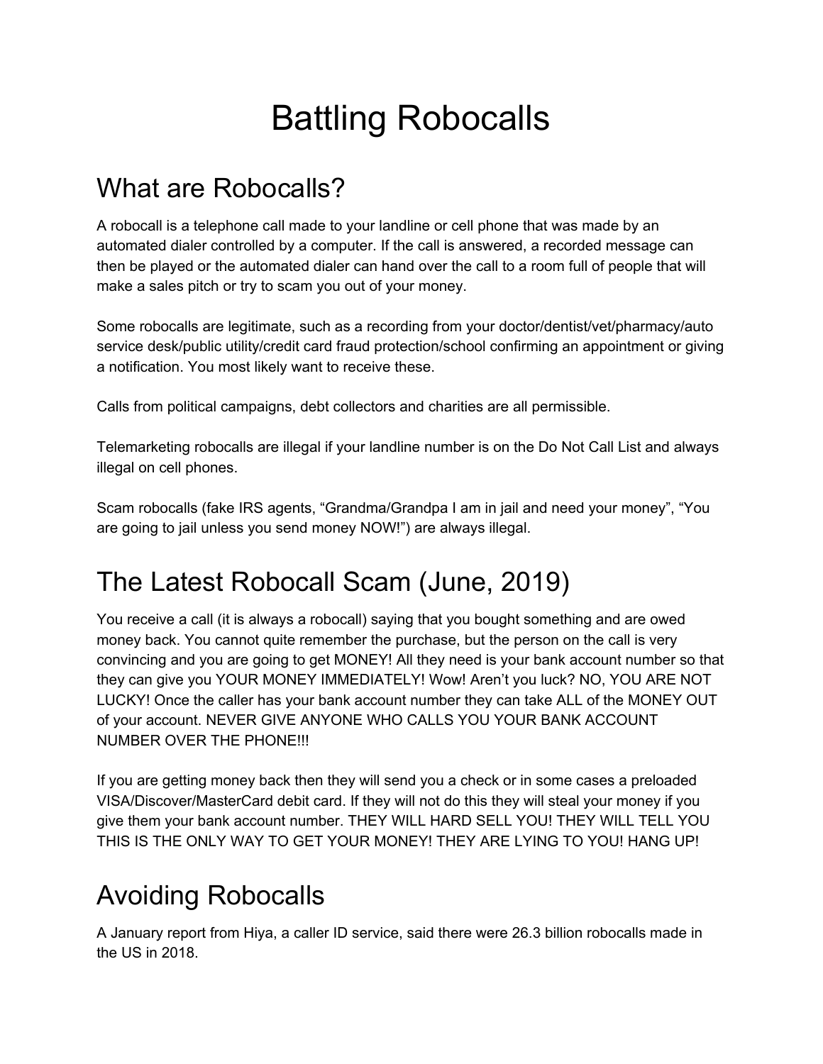# Battling Robocalls

## What are Robocalls?

A robocall is a telephone call made to your landline or cell phone that was made by an automated dialer controlled by a computer. If the call is answered, a recorded message can then be played or the automated dialer can hand over the call to a room full of people that will make a sales pitch or try to scam you out of your money.

Some robocalls are legitimate, such as a recording from your doctor/dentist/vet/pharmacy/auto service desk/public utility/credit card fraud protection/school confirming an appointment or giving a notification. You most likely want to receive these.

Calls from political campaigns, debt collectors and charities are all permissible.

Telemarketing robocalls are illegal if your landline number is on the Do Not Call List and always illegal on cell phones.

Scam robocalls (fake IRS agents, “Grandma/Grandpa I am in jail and need your money”, “You are going to jail unless you send money NOW!”) are always illegal.

## The Latest Robocall Scam (June, 2019)

You receive a call (it is always a robocall) saying that you bought something and are owed money back. You cannot quite remember the purchase, but the person on the call is very convincing and you are going to get MONEY! All they need is your bank account number so that they can give you YOUR MONEY IMMEDIATELY! Wow! Aren’t you luck? NO, YOU ARE NOT LUCKY! Once the caller has your bank account number they can take ALL of the MONEY OUT of your account. NEVER GIVE ANYONE WHO CALLS YOU YOUR BANK ACCOUNT NUMBER OVER THE PHONE!!!

If you are getting money back then they will send you a check or in some cases a preloaded VISA/Discover/MasterCard debit card. If they will not do this they will steal your money if you give them your bank account number. THEY WILL HARD SELL YOU! THEY WILL TELL YOU THIS IS THE ONLY WAY TO GET YOUR MONEY! THEY ARE LYING TO YOU! HANG UP!

## Avoiding Robocalls

A January report from Hiya, a caller ID service, said there were 26.3 billion robocalls made in the US in 2018.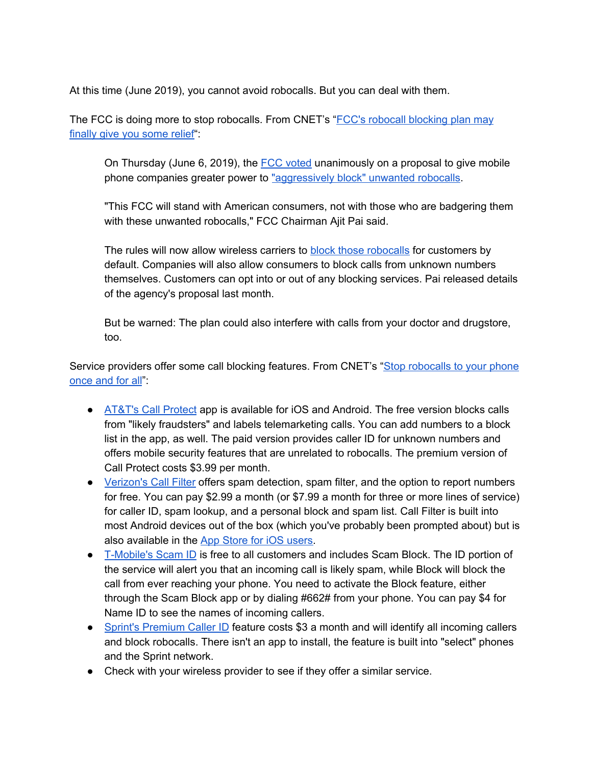At this time (June 2019), you cannot avoid robocalls. But you can deal with them.

The FCC is doing more to stop robocalls. From CNET's "[FCC's robocall blocking plan may finally give you some relief]":

> On Thursday (June 6, 2019), the [FCC voted] unanimously on a proposal to give mobile phone companies greater power to ["aggressively block" unwanted robocalls].
>
> "This FCC will stand with American consumers, not with those who are badgering them with these unwanted robocalls," FCC Chairman Ajit Pai said.
>
> The rules will now allow wireless carriers to [block those robocalls] for customers by default. Companies will also allow consumers to block calls from unknown numbers themselves. Customers can opt into or out of any blocking services. Pai released details of the agency's proposal last month.
>
> But be warned: The plan could also interfere with calls from your doctor and drugstore, too.

Service providers offer some call blocking features. From CNET's "[Stop robocalls to your phone once and for all]":

- [AT&T's Call Protect] app is available for iOS and Android. The free version blocks calls from "likely fraudsters" and labels telemarketing calls. You can add numbers to a block list in the app, as well. The paid version provides caller ID for unknown numbers and offers mobile security features that are unrelated to robocalls. The premium version of Call Protect costs $3.99 per month.
- [Verizon's Call Filter] offers spam detection, spam filter, and the option to report numbers for free. You can pay $2.99 a month (or $7.99 a month for three or more lines of service) for caller ID, spam lookup, and a personal block and spam list. Call Filter is built into most Android devices out of the box (which you've probably been prompted about) but is also available in the [App Store for iOS users].
- [T-Mobile's Scam ID] is free to all customers and includes Scam Block. The ID portion of the service will alert you that an incoming call is likely spam, while Block will block the call from ever reaching your phone. You need to activate the Block feature, either through the Scam Block app or by dialing #662# from your phone. You can pay $4 for Name ID to see the names of incoming callers.
- [Sprint's Premium Caller ID] feature costs $3 a month and will identify all incoming callers and block robocalls. There isn't an app to install, the feature is built into "select" phones and the Sprint network.
- Check with your wireless provider to see if they offer a similar service.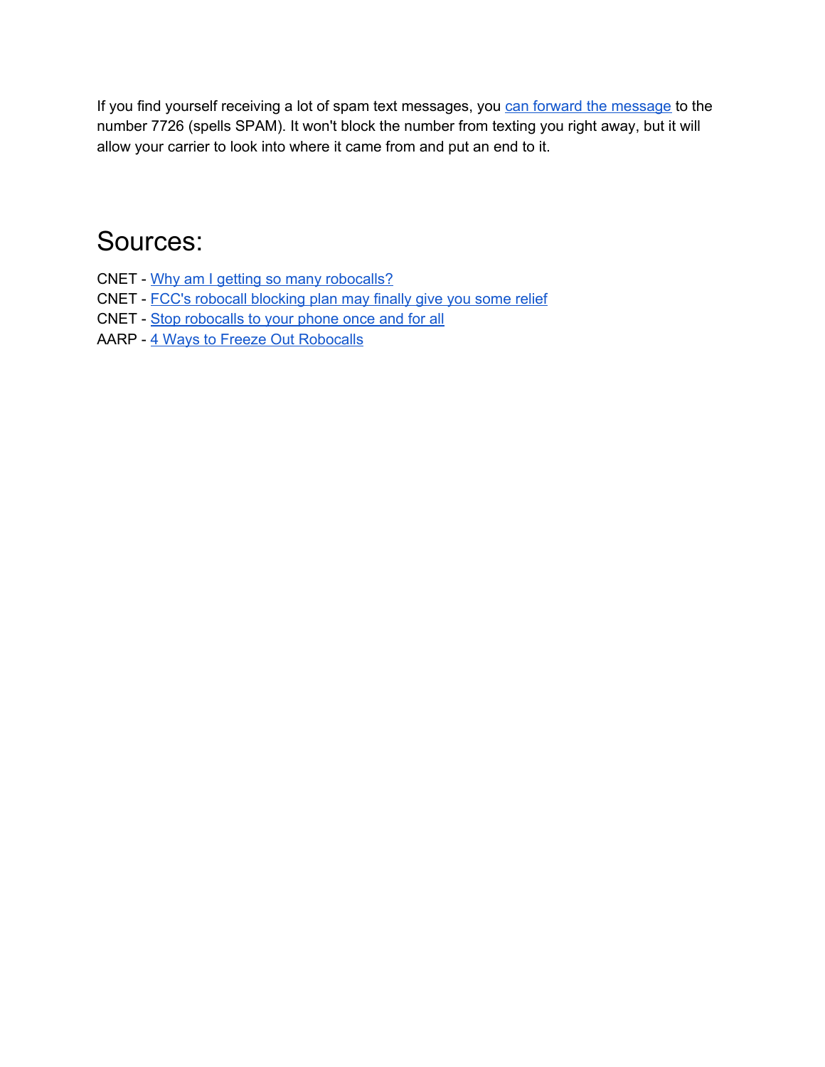If you find yourself receiving a lot of spam text messages, you can forward the message to the number 7726 (spells SPAM). It won't block the number from texting you right away, but it will allow your carrier to look into where it came from and put an end to it.

# Sources:

CNET - Why am I getting so many robocalls?
CNET - FCC's robocall blocking plan may finally give you some relief
CNET - Stop robocalls to your phone once and for all
AARP - 4 Ways to Freeze Out Robocalls